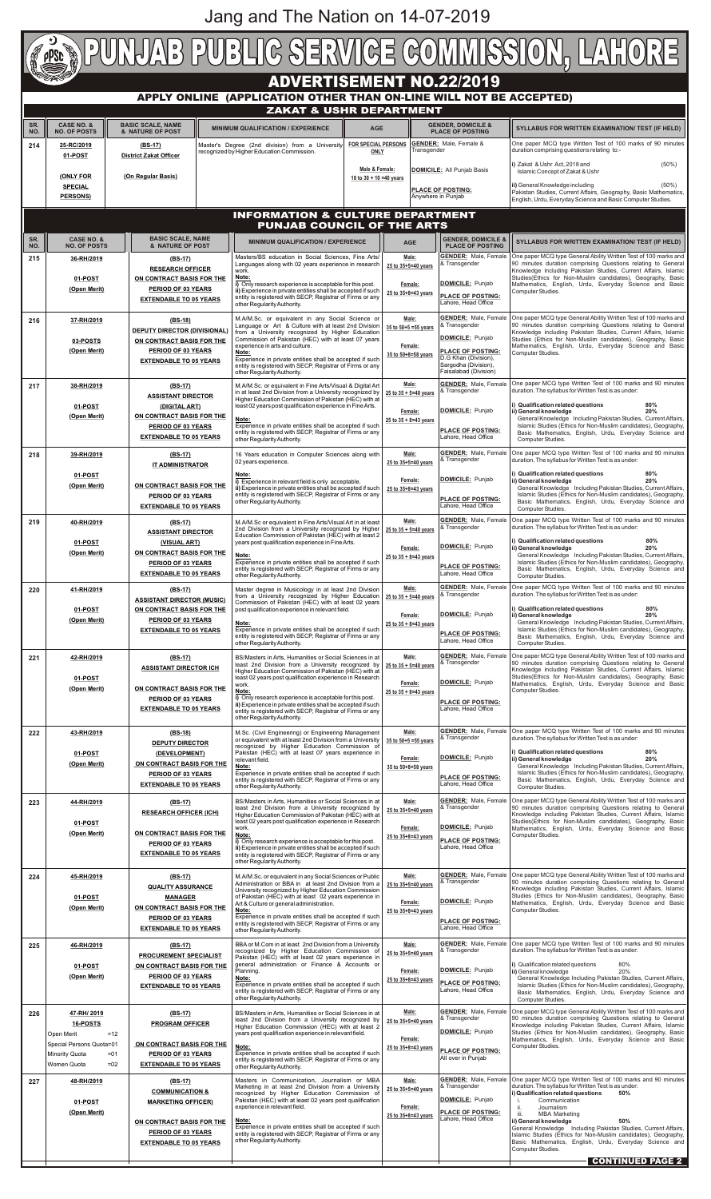Jang and The Nation on 14-07-2019

# PUNJAB PUBLIC SERVICE COMMISSION, LAHORE

## ADVERTISEMENT NO.22/2019

### APPLY ONLINE (APPLICATION OTHER THAN ON-LINE WILL NOT BE ACCEPTED)

### ZAKAT & USHR DEPARTMENT

| SR. NO. | CASE NO. & NO. OF POSTS | BASIC SCALE, NAME & NATURE OF POST | MINIMUM QUALIFICATION / EXPERIENCE | AGE | GENDER, DOMICILE & PLACE OF POSTING | SYLLABUS FOR WRITTEN EXAMINATION/ TEST (IF HELD) |
|---|---|---|---|---|---|---|
| 214 | 25-RC/2019<br>01-POST<br>(ONLY FOR SPECIAL PERSONS) | (BS-17)<br>District Zakat Officer<br>(On Regular Basis) | Master's Degree (2nd division) from a University recognized by Higher Education Commission. | FOR SPECIAL PERSONS ONLY<br>Male & Female:<br>18 to 30 + 10 =40 years | GENDER: Male, Female & Transgender<br>DOMICILE: All Punjab Basis<br>PLACE OF POSTING: Anywhere in Punjab | One paper MCQ type Written Test of 100 marks of 90 minutes duration comprising questions relating to:-<br>i) Zakat & Ushr Act, 2018 and Islamic Concept of Zakat & Ushr (50%)<br>ii) General Knowledge including Pakistan Studies, Current Affairs, Geography, Basic Mathematics, English, Urdu, Everyday Science and Basic Computer Studies. (50%) |

### INFORMATION & CULTURE DEPARTMENT
### PUNJAB COUNCIL OF THE ARTS

| SR. NO. | CASE NO. & NO. OF POSTS | BASIC SCALE, NAME & NATURE OF POST | MINIMUM QUALIFICATION / EXPERIENCE | AGE | GENDER, DOMICILE & PLACE OF POSTING | SYLLABUS FOR WRITTEN EXAMINATION/ TEST (IF HELD) |
|---|---|---|---|---|---|---|
| 215 | 36-RH/2019<br>01-POST<br>(Open Merit) | (BS-17)<br>RESEARCH OFFICER<br>ON CONTRACT BASIS FOR THE PERIOD OF 03 YEARS EXTENDABLE TO 05 YEARS | Masters/BS education in Social Sciences, Fine Arts/ Languages along with 02 years experience in research work.<br>Note:<br>i) Only research experience is acceptable for this post.<br>ii) Experience in private entities shall be accepted if such entity is registered with SECP, Registrar of Firms or any other Regulatory Authority. | Male:<br>25 to 35+5=40 years<br>Female:<br>25 to 35+8=43 years | GENDER: Male, Female & Transgender<br>DOMICILE: Punjab<br>PLACE OF POSTING: Lahore, Head Office | One paper MCQ type General Ability Written Test of 100 marks and 90 minutes duration comprising Questions relating to General Knowledge including Pakistan Studies, Current Affairs, Islamic Studies(Ethics for Non-Muslim candidates), Geography, Basic Mathematics, English, Urdu, Everyday Science and Basic Computer Studies. |
| 216 | 37-RH/2019<br>03-POSTS<br>(Open Merit) | (BS-18)<br>DEPUTY DIRECTOR (DIVISIONAL)<br>ON CONTRACT BASIS FOR THE PERIOD OF 03 YEARS EXTENDABLE TO 05 YEARS | M.A/M.Sc. or equivalent in any Social Science or Language or Art & Culture with at least 2nd Division from a University recognized by Higher Education Commission of Pakistan (HEC) with at least 07 years experience in arts and culture.<br>Note:<br>Experience in private entities shall be accepted if such entity is registered with SECP, Registrar of Firms or any other Regulatory Authority. | Male:<br>35 to 50+5 =55 years<br>Female:<br>35 to 50+8=58 years | GENDER: Male, Female & Transgender<br>DOMICILE: Punjab<br>PLACE OF POSTING: D.G Khan (Division), Sargodha (Division), Faisalabad (Division) | One paper MCQ type General Ability Written Test of 100 marks and 90 minutes duration comprising Questions relating to General Knowledge including Pakistan Studies, Current Affairs, Islamic Studies (Ethics for Non-Muslim candidates), Geography, Basic Mathematics, English, Urdu, Everyday Science and Basic Computer Studies. |
| 217 | 38-RH/2019<br>01-POST<br>(Open Merit) | (BS-17)<br>ASSISTANT DIRECTOR (DIGITAL ART)<br>ON CONTRACT BASIS FOR THE PERIOD OF 03 YEARS EXTENDABLE TO 05 YEARS | M.A/M.Sc. or equivalent in Fine Arts/Visual & Digital Art in at least 2nd Division from a University recognized by Higher Education Commission of Pakistan (HEC) with at least 02 years post qualification experience in Fine Arts.<br>Note:<br>Experience in private entities shall be accepted if such entity is registered with SECP, Registrar of Firms or any other Regulatory Authority. | Male:<br>25 to 35 + 5=40 years<br>Female:<br>25 to 35 + 8=43 years | GENDER: Male, Female & Transgender<br>DOMICILE: Punjab<br>PLACE OF POSTING: Lahore, Head Office | One paper MCQ type Written Test of 100 marks and 90 minutes duration. The syllabus for Written Test is as under:<br>i) Qualification related questions 80%<br>ii) General knowledge 20%<br>General Knowledge Including Pakistan Studies, Current Affairs, Islamic Studies (Ethics for Non-Muslim candidates), Geography, Basic Mathematics, English, Urdu, Everyday Science and Computer Studies. |
| 218 | 39-RH/2019<br>01-POST<br>(Open Merit) | (BS-17)<br>IT ADMINISTRATOR<br>ON CONTRACT BASIS FOR THE PERIOD OF 03 YEARS EXTENDABLE TO 05 YEARS | 16 Years education in Computer Sciences along with 02 years experience.<br>Note:<br>i) Experience in relevant field is only acceptable.<br>ii) Experience in private entities shall be accepted if such entity is registered with SECP, Registrar of Firms or any other Regulatory Authority. | Male:<br>25 to 35+5=40 years<br>Female:<br>25 to 35+8=43 years | GENDER: Male, Female & Transgender<br>DOMICILE: Punjab<br>PLACE OF POSTING: Lahore, Head Office | One paper MCQ type Written Test of 100 marks and 90 minutes duration. The syllabus for Written Test is as under:<br>i) Qualification related questions 80%<br>ii) General knowledge 20%<br>General Knowledge Including Pakistan Studies, Current Affairs, Islamic Studies (Ethics for Non-Muslim candidates), Geography, Basic Mathematics, English, Urdu, Everyday Science and Computer Studies. |
| 219 | 40-RH/2019<br>01-POST<br>(Open Merit) | (BS-17)<br>ASSISTANT DIRECTOR (VISUAL ART)<br>ON CONTRACT BASIS FOR THE PERIOD OF 03 YEARS EXTENDABLE TO 05 YEARS | M.A/M.Sc or equivalent in Fine Arts/Visual Art in at least 2nd Division from a University recognized by Higher Education Commission of Pakistan (HEC) with at least 2 years post qualification experience in Fine Arts.<br>Note:<br>Experience in private entities shall be accepted if such entity is registered with SECP, Registrar of Firms or any other Regulatory Authority. | Male:<br>25 to 35 + 5=40 years<br>Female:<br>25 to 35 + 8=43 years | GENDER: Male, Female & Transgender<br>DOMICILE: Punjab<br>PLACE OF POSTING: Lahore, Head Office | One paper MCQ type Written Test of 100 marks and 90 minutes duration. The syllabus for Written Test is as under:<br>i) Qualification related questions 80%<br>ii) General knowledge 20%<br>General Knowledge Including Pakistan Studies, Current Affairs, Islamic Studies (Ethics for Non-Muslim candidates), Geography, Basic Mathematics, English, Urdu, Everyday Science and Computer Studies. |
| 220 | 41-RH/2019<br>01-POST<br>(Open Merit) | (BS-17)<br>ASSISTANT DIRECTOR (MUSIC)<br>ON CONTRACT BASIS FOR THE PERIOD OF 03 YEARS EXTENDABLE TO 05 YEARS | Master degree in Musicology in at least 2nd Division from a University recognized by Higher Education Commission of Pakistan (HEC) with at least 02 years post qualification experience in relevant field.<br>Note:<br>Experience in private entities shall be accepted if such entity is registered with SECP, Registrar of Firms or any other Regulatory Authority. | Male:<br>25 to 35 + 5=40 years<br>Female:<br>25 to 35 + 8=43 years | GENDER: Male, Female & Transgender<br>DOMICILE: Punjab<br>PLACE OF POSTING: Lahore, Head Office | One paper MCQ type Written Test of 100 marks and 90 minutes duration. The syllabus for Written Test is as under:<br>i) Qualification related questions 80%<br>ii) General knowledge 20%<br>General Knowledge Including Pakistan Studies, Current Affairs, Islamic Studies (Ethics for Non-Muslim candidates), Geography, Basic Mathematics, English, Urdu, Everyday Science and Computer Studies. |
| 221 | 42-RH/2019<br>01-POST<br>(Open Merit) | (BS-17)<br>ASSISTANT DIRECTOR ICH<br>ON CONTRACT BASIS FOR THE PERIOD OF 03 YEARS EXTENDABLE TO 05 YEARS | BS/Masters in Arts, Humanities or Social Sciences in at least 2nd Division from a University recognized by Higher Education Commission of Pakistan (HEC) with at least 02 years post qualification experience in Research work.<br>Note:<br>i) Only research experience is acceptable for this post.<br>ii) Experience in private entities shall be accepted if such entity is registered with SECP, Registrar of Firms or any other Regulatory Authority. | Male:<br>25 to 35 + 5=40 years<br>Female:<br>25 to 35 + 8=43 years | GENDER: Male, Female & Transgender<br>DOMICILE: Punjab<br>PLACE OF POSTING: Lahore, Head Office | One paper MCQ type General Ability Written Test of 100 marks and 90 minutes duration comprising Questions relating to General Knowledge including Pakistan Studies, Current Affairs, Islamic Studies(Ethics for Non-Muslim candidates), Geography, Basic Mathematics, English, Urdu, Everyday Science and Basic Computer Studies. |
| 222 | 43-RH/2019<br>01-POST<br>(Open Merit) | (BS-18)<br>DEPUTY DIRECTOR (DEVELOPMENT)<br>ON CONTRACT BASIS FOR THE PERIOD OF 03 YEARS EXTENDABLE TO 05 YEARS | M.Sc. (Civil Engineering) or Engineering Management or equivalent with at least 2nd Division from a University recognized by Higher Education Commission of Pakistan (HEC) with at least 07 years experience in relevant field.<br>Note:<br>Experience in private entities shall be accepted if such entity is registered with SECP, Registrar of Firms or any other Regulatory Authority. | Male:<br>35 to 50+5 =55 years<br>Female:<br>35 to 50+8=58 years | GENDER: Male, Female & Transgender<br>DOMICILE: Punjab<br>PLACE OF POSTING: Lahore, Head Office | One paper MCQ type Written Test of 100 marks and 90 minutes duration. The syllabus for Written Test is as under:<br>i) Qualification related questions 80%<br>ii) General knowledge 20%<br>General Knowledge Including Pakistan Studies, Current Affairs, Islamic Studies (Ethics for Non-Muslim candidates), Geography, Basic Mathematics, English, Urdu, Everyday Science and Computer Studies. |
| 223 | 44-RH/2019<br>01-POST<br>(Open Merit) | (BS-17)<br>RESEARCH OFFICER (ICH)<br>ON CONTRACT BASIS FOR THE PERIOD OF 03 YEARS EXTENDABLE TO 05 YEARS | BS/Masters in Arts, Humanities or Social Sciences in at least 2nd Division from a University recognized by Higher Education Commission of Pakistan (HEC) with at least 02 years post qualification experience in Research work.<br>Note:<br>i) Only research experience is acceptable for this post.<br>ii) Experience in private entities shall be accepted if such entity is registered with SECP, Registrar of Firms or any other Regulatory Authority. | Male:<br>25 to 35+5=40 years<br>Female:<br>25 to 35+8=43 years | GENDER: Male, Female & Transgender<br>DOMICILE: Punjab<br>PLACE OF POSTING: Lahore, Head Office | One paper MCQ type General Ability Written Test of 100 marks and 90 minutes duration comprising Questions relating to General Knowledge including Pakistan Studies, Current Affairs, Islamic Studies(Ethics for Non-Muslim candidates), Geography, Basic Mathematics, English, Urdu, Everyday Science and Basic Computer Studies. |
| 224 | 45-RH/2019<br>01-POST<br>(Open Merit) | (BS-17)<br>QUALITY ASSURANCE MANAGER<br>ON CONTRACT BASIS FOR THE PERIOD OF 03 YEARS EXTENDABLE TO 05 YEARS | M.A/M.Sc. or equivalent in any Social Sciences or Public Administration or BBA in at least 2nd Division from a University recognized by Higher Education Commission of Pakistan (HEC) with at least 02 years experience in Art & Culture or general administration.<br>Note:<br>Experience in private entities shall be accepted if such entity is registered with SECP, Registrar of Firms or any other Regulatory Authority. | Male:<br>25 to 35+5=40 years<br>Female:<br>25 to 35+8=43 years | GENDER: Male, Female & Transgender<br>DOMICILE: Punjab<br>PLACE OF POSTING: Lahore, Head Office | One paper MCQ type General Ability Written Test of 100 marks and 90 minutes duration comprising Questions relating to General Knowledge including Pakistan Studies, Current Affairs, Islamic Studies (Ethics for Non-Muslim candidates), Geography, Basic Mathematics, English, Urdu, Everyday Science and Basic Computer Studies. |
| 225 | 46-RH/2019<br>01-POST<br>(Open Merit) | (BS-17)<br>PROCUREMENT SPECIALIST<br>ON CONTRACT BASIS FOR THE PERIOD OF 03 YEARS EXTENDABLE TO 05 YEARS | BBA or M.Com in at least 2nd Division from a University recognized by Higher Education Commission of Pakistan (HEC) with at least 02 years experience in general administration or Finance & Accounts or Planning.<br>Note:<br>Experience in private entities shall be accepted if such entity is registered with SECP, Registrar of Firms or any other Regulatory Authority. | Male:<br>25 to 35+5=40 years<br>Female:<br>25 to 35+8=43 years | GENDER: Male, Female & Transgender<br>DOMICILE: Punjab<br>PLACE OF POSTING: Lahore, Head Office | One paper MCQ type Written Test of 100 marks and 90 minutes duration. The syllabus for Written Test is as under:<br>i) Qualification related questions 80%<br>ii) General knowledge 20%<br>General Knowledge Including Pakistan Studies, Current Affairs, Islamic Studies (Ethics for Non-Muslim candidates), Geography, Basic Mathematics, English, Urdu, Everyday Science and Computer Studies. |
| 226 | 47-RH/ 2019<br>16-POSTS<br>Open Merit =12<br>Special Persons Quota=01<br>Minority Quota =01<br>Women Quota =02 | (BS-17)<br>PROGRAM OFFICER<br>ON CONTRACT BASIS FOR THE PERIOD OF 03 YEARS EXTENDABLE TO 05 YEARS | BS/Masters in Arts, Humanities or Social Sciences in at least 2nd Division from a University recognized by Higher Education Commission (HEC) with at least 2 years post qualification experience in relevant field.<br>Note:<br>Experience in private entities shall be accepted if such entity is registered with SECP, Registrar of Firms or any other Regulatory Authority. | Male:<br>25 to 35+5=40 years<br>Female:<br>25 to 35+8=43 years | GENDER: Male, Female & Transgender<br>DOMICILE: Punjab<br>PLACE OF POSTING: All over in Punjab | One paper MCQ type General Ability Written Test of 100 marks and 90 minutes duration comprising Questions relating to General Knowledge including Pakistan Studies, Current Affairs, Islamic Studies (Ethics for Non-Muslim candidates), Geography, Basic Mathematics, English, Urdu, Everyday Science and Basic Computer Studies. |
| 227 | 48-RH/2019<br>01-POST<br>(Open Merit) | (BS-17)<br>COMMUNICATION & MARKETING OFFICER)<br>ON CONTRACT BASIS FOR THE PERIOD OF 03 YEARS EXTENDABLE TO 05 YEARS | Masters in Communication, Journalism or MBA Marketing in at least 2nd Division from a University recognized by Higher Education Commission of Pakistan (HEC) with at least 02 years post qualification experience in relevant field.<br>Note:<br>Experience in private entities shall be accepted if such entity is registered with SECP, Registrar of Firms or any other Regulatory Authority. | Male:<br>25 to 35+5=40 years<br>Female:<br>25 to 35+8=43 years | GENDER: Male, Female & Transgender<br>DOMICILE: Punjab<br>PLACE OF POSTING: Lahore, Head Office | One paper MCQ type Written Test of 100 marks and 90 minutes duration. The syllabus for Written Test is as under:<br>i) Qualification related questions 50%<br>i. Communication<br>ii. Journalism<br>iii. MBA Marketing<br>ii) General knowledge 50%<br>General Knowledge Including Pakistan Studies, Current Affairs, Islamic Studies (Ethics for Non-Muslim candidates), Geography, Basic Mathematics, English, Urdu, Everyday Science and Computer Studies. |

**CONTINUED PAGE 2**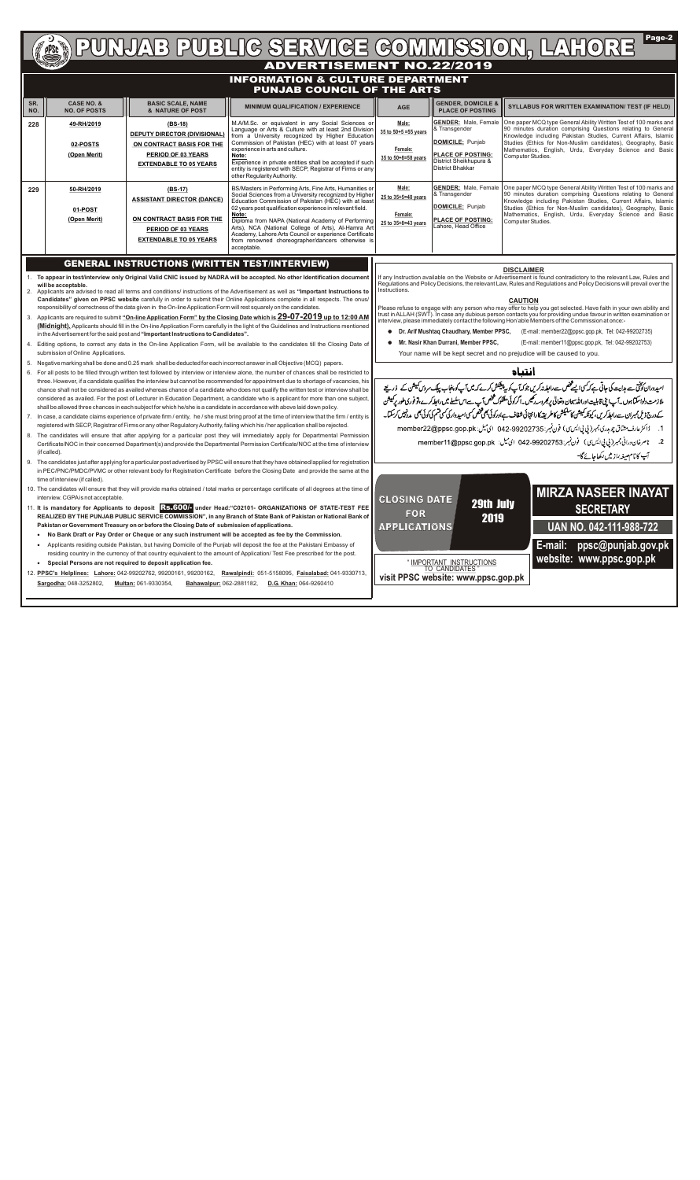# PUNJAB PUBLIC SERVICE COMMISSION, LAHORE

## ADVERTISEMENT NO.22/2019

### INFORMATION & CULTURE DEPARTMENT
### PUNJAB COUNCIL OF THE ARTS

| SR. NO. | CASE NO. & NO. OF POSTS | BASIC SCALE, NAME & NATURE OF POST | MINIMUM QUALIFICATION / EXPERIENCE | AGE | GENDER, DOMICILE & PLACE OF POSTING | SYLLABUS FOR WRITTEN EXAMINATION/ TEST (IF HELD) |
|---|---|---|---|---|---|---|
| 228 | 49-RH/2019<br>02-POSTS<br>(Open Merit) | (BS-18)<br>DEPUTY DIRECTOR (DIVISIONAL)<br>ON CONTRACT BASIS FOR THE PERIOD OF 03 YEARS EXTENDABLE TO 05 YEARS | M.A/M.Sc. or equivalent in any Social Sciences or Language or Arts & Culture with at least 2nd Division from a University recognized by Higher Education Commission of Pakistan (HEC) with at least 07 years experience in arts and culture.<br>Note:<br>Experience in private entities shall be accepted if such entity is registered with SECP, Registrar of Firms or any other Regulatory Authority. | Male:<br>35 to 50+5 =55 years<br>Female:<br>35 to 50+8=58 years | GENDER: Male, Female & Transgender<br>DOMICILE: Punjab<br>PLACE OF POSTING: District Sheikhupura & District Bhakkar | One paper MCQ type General Ability Written Test of 100 marks and 90 minutes duration comprising Questions relating to General Knowledge including Pakistan Studies, Current Affairs, Islamic Studies (Ethics for Non-Muslim candidates), Geography, Basic Mathematics, English, Urdu, Everyday Science and Basic Computer Studies. |
| 229 | 50-RH/2019<br>01-POST<br>(Open Merit) | (BS-17)<br>ASSISTANT DIRECTOR (DANCE)<br>ON CONTRACT BASIS FOR THE PERIOD OF 03 YEARS EXTENDABLE TO 05 YEARS | BS/Masters in Performing Arts, Fine Arts, Humanities or Social Sciences from a University recognized by Higher Education Commission of Pakistan (HEC) with at least 02 years post qualification experience in relevant field.<br>Note:<br>Diploma from NAPA (National Academy of Performing Arts), NCA (National College of Arts), Al-Hamra Art Academy, Lahore Arts Council or experience Certificate from renowned choreographer/dancers otherwise is acceptable. | Male:<br>25 to 35+5=40 years<br>Female:<br>25 to 35+8=43 years | GENDER: Male, Female & Transgender<br>DOMICILE: Punjab<br>PLACE OF POSTING: Lahore, Head Office | One paper MCQ type General Ability Written Test of 100 marks and 90 minutes duration comprising Questions relating to General Knowledge including Pakistan Studies, Current Affairs, Islamic Studies (Ethics for Non-Muslim candidates), Geography, Basic Mathematics, English, Urdu, Everyday Science and Basic Computer Studies. |

## GENERAL INSTRUCTIONS (WRITTEN TEST/INTERVIEW)

1. **To appear in test/interview only Original Valid CNIC issued by NADRA will be accepted. No other Identification document will be acceptable.**
2. Applicants are advised to read all terms and conditions/ instructions of the Advertisement as well as **"Important Instructions to Candidates" given on PPSC website** carefully in order to submit their Online Applications complete in all respects. The onus/ responsibility of correctness of the data given in the On-line Application Form will rest squarely on the candidates.
3. Applicants are required to submit **"On-line Application Form" by the Closing Date which is 29-07-2019 up to 12:00 AM (Midnight).** Applicants should fill in the On-line Application Form carefully in the light of the Guidelines and Instructions mentioned in the Advertisement for the said post and **"Important Instructions to Candidates".**
4. Editing options, to correct any data in the On-line Application Form, will be available to the candidates till the Closing Date of submission of Online Applications.
5. Negative marking shall be done and 0.25 mark shall be deducted for each incorrect answer in all Objective (MCQ) papers.
6. For all posts to be filled through written test followed by interview or interview alone, the number of chances shall be restricted to three. However, if a candidate qualifies the interview but cannot be recommended for appointment due to shortage of vacancies, his chance shall not be considered as availed whereas chance of a candidate who does not qualify the written test or interview shall be considered as availed. For the post of Lecturer in Education Department, a candidate who is applicant for more than one subject, shall be allowed three chances in each subject for which he/she is a candidate in accordance with above laid down policy.
7. In case, a candidate claims experience of private firm / entity, he / she must bring proof at the time of interview that the firm / entity is registered with SECP, Registrar of Firms or any other Regulatory Authority, failing which his / her application shall be rejected.
8. The candidates will ensure that after applying for a particular post they will immediately apply for Departmental Permission Certificate/NOC in their concerned Department(s) and provide the Departmental Permission Certificate/NOC at the time of interview (if called).
9. The candidates just after applying for a particular post advertised by PPSC will ensure that they have obtained/applied for registration in PEC/PNC/PMDC/PVMC or other relevant body for Registration Certificate before the Closing Date and provide the same at the time of interview (if called).
10. The candidates will ensure that they will provide marks obtained / total marks or percentage certificate of all degrees at the time of interview. CGPA is not acceptable.
11. **It is mandatory for Applicants to deposit Rs.600/- under Head:"C02101- ORGANIZATIONS OF STATE-TEST FEE REALIZED BY THE PUNJAB PUBLIC SERVICE COMMISSION", in any Branch of State Bank of Pakistan or National Bank of Pakistan or Government Treasury on or before the Closing Date of submission of applications.**
    - **No Bank Draft or Pay Order or Cheque or any such instrument will be accepted as fee by the Commission.**
    - Applicants residing outside Pakistan, but having Domicile of the Punjab will deposit the fee at the Pakistani Embassy of residing country in the currency of that country equivalent to the amount of Application/ Test Fee prescribed for the post.
    - **Special Persons are not required to deposit application fee.**
12. **PPSC's Helplines: Lahore:** 042-99202762, 99200161, 99200162, **Rawalpindi:** 051-5158095, **Faisalabad:** 041-9330713, **Sargodha:** 048-3252802, **Multan:** 061-9330354, **Bahawalpur:** 062-2881182, **D.G. Khan:** 064-9260410

### DISCLAIMER

If any Instruction available on the Website or Advertisement is found contradictory to the relevant Law, Rules and Regulations and Policy Decisions, the relevant Law, Rules and Regulations and Policy Decisions will prevail over the Instructions.

### CAUTION

Please refuse to engage with any person who may offer to help you get selected. Have faith in your own ability and trust in ALLAH (SWT). In case any dubious person contacts you for providing undue favour in written examination or interview, please immediately contact the following Hon'able Members of the Commission at once:-

- **Dr. Arif Mushtaq Chaudhary, Member PPSC,** (E-mail: member22@ppsc.gop.pk, Tel: 042-99202735)
- **Mr. Nasir Khan Durrani, Member PPSC,** (E-mail: member11@ppsc.gop.pk, Tel: 042-99202753)

Your name will be kept secret and no prejudice will be caused to you.

### انتباہ

امیدواران کو تلقین کی جاتی ہے کہ کسی ایسے شخص سے رابطہ نہ کریں جو کہ آپ کو یہ پیشکش کرے کہ وہ آپ کو پنجاب پبلک سروس کمیشن کے ذریعے ملازمت دلواسکتا ہے۔ آپ اپنی قابلیت اور اللہ سبحان وتعالیٰ پر بھروسہ رکھیں۔ اگر کوئی مشکوک شخص آپ سے اس سلسلے میں رابطہ کرے، تو فوری طور پر کمیشن کے درج ذیل ممبران سے رابطہ کریں، کیونکہ کمیشن کا سلیکشن کا طریقہ کار انتہائی شفاف ہے اور کوئی بھی شخص کسی امیدوار کی کسی قسم کی کوئی بھی مدد نہیں کرسکتا۔

1. ڈاکٹر عارف مشتاق چوہدری، ممبر (پی پی ایس سی) فون نمبر: 042-99202735 ای میل: member22@ppsc.gop.pk
2. ناصر خان درانی، ممبر (پی پی ایس سی) فون نمبر: 042-99202753 ای میل: member11@ppsc.gop.pk

آپ کا نام صیغہ راز میں رکھا جائے گا۔

**CLOSING DATE FOR APPLICATIONS: 29th July 2019**

"IMPORTANT INSTRUCTIONS TO CANDIDATES"
visit PPSC website: www.ppsc.gop.pk

**MIRZA NASEER INAYAT**
**SECRETARY**

**UAN NO. 042-111-988-722**

**E-mail: ppsc@punjab.gov.pk**
**website: www.ppsc.gop.pk**